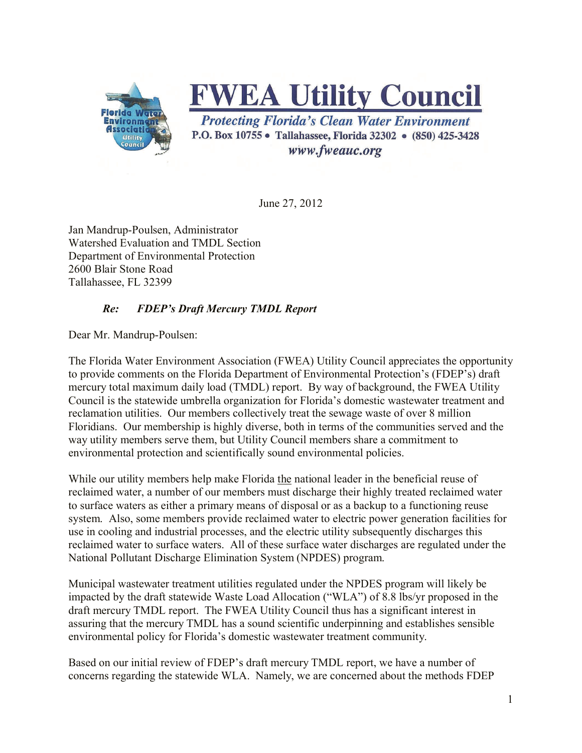# FWEA Utility Council

*Protecting Florida's Clean Water Environment*

P.O. Box 10755 • Tallahassee, Florida 32302 • (850) 425-3428

*www.fweauc.org*

June 27, 2012

Jan Mandrup-Poulsen, Administrator
Watershed Evaluation and TMDL Section
Department of Environmental Protection
2600 Blair Stone Road
Tallahassee, FL 32399

***Re: FDEP's Draft Mercury TMDL Report***

Dear Mr. Mandrup-Poulsen:

The Florida Water Environment Association (FWEA) Utility Council appreciates the opportunity to provide comments on the Florida Department of Environmental Protection's (FDEP's) draft mercury total maximum daily load (TMDL) report. By way of background, the FWEA Utility Council is the statewide umbrella organization for Florida's domestic wastewater treatment and reclamation utilities. Our members collectively treat the sewage waste of over 8 million Floridians. Our membership is highly diverse, both in terms of the communities served and the way utility members serve them, but Utility Council members share a commitment to environmental protection and scientifically sound environmental policies.

While our utility members help make Florida the national leader in the beneficial reuse of reclaimed water, a number of our members must discharge their highly treated reclaimed water to surface waters as either a primary means of disposal or as a backup to a functioning reuse system. Also, some members provide reclaimed water to electric power generation facilities for use in cooling and industrial processes, and the electric utility subsequently discharges this reclaimed water to surface waters. All of these surface water discharges are regulated under the National Pollutant Discharge Elimination System (NPDES) program.

Municipal wastewater treatment utilities regulated under the NPDES program will likely be impacted by the draft statewide Waste Load Allocation ("WLA") of 8.8 lbs/yr proposed in the draft mercury TMDL report. The FWEA Utility Council thus has a significant interest in assuring that the mercury TMDL has a sound scientific underpinning and establishes sensible environmental policy for Florida's domestic wastewater treatment community.

Based on our initial review of FDEP's draft mercury TMDL report, we have a number of concerns regarding the statewide WLA. Namely, we are concerned about the methods FDEP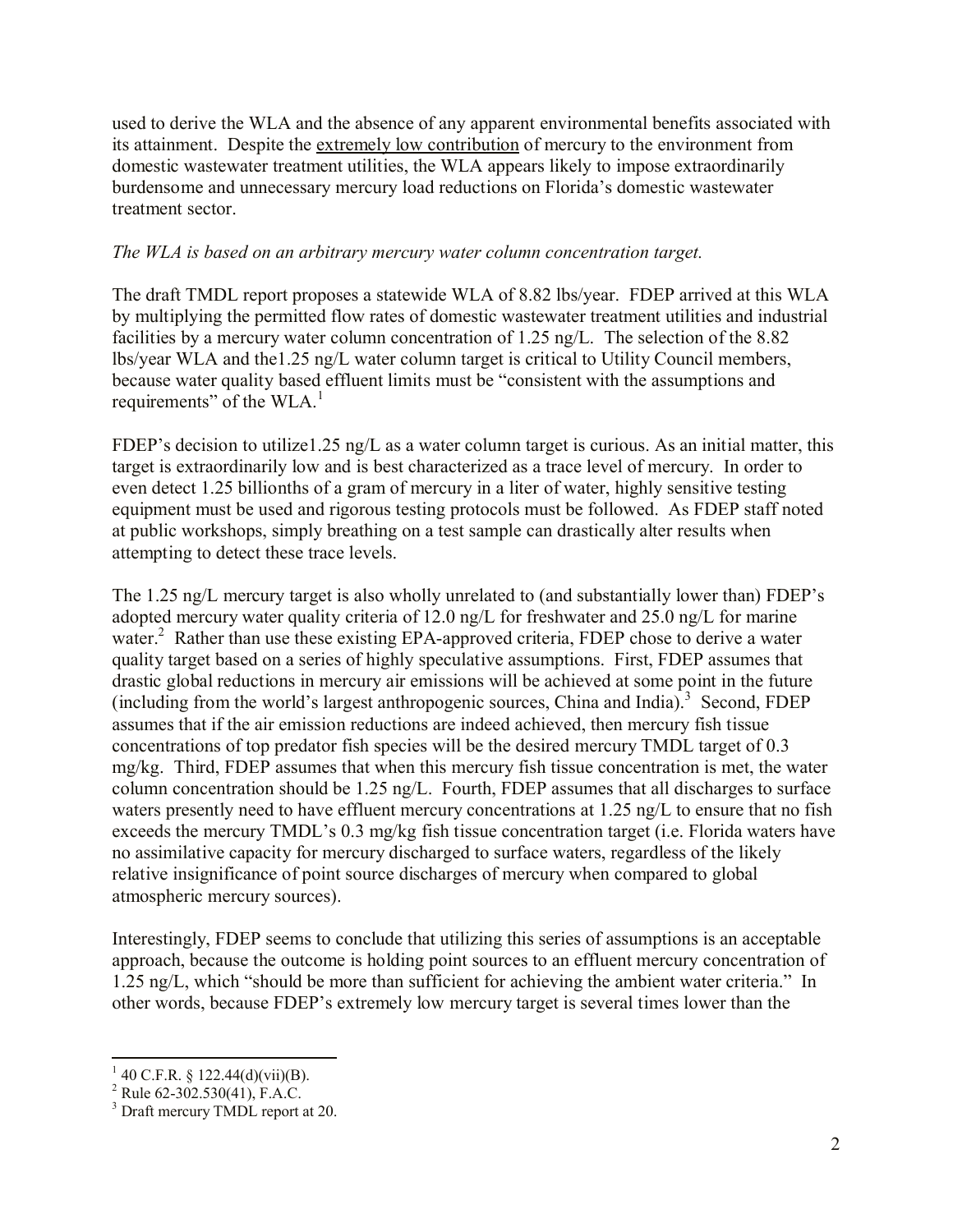used to derive the WLA and the absence of any apparent environmental benefits associated with its attainment. Despite the <u>extremely low contribution</u> of mercury to the environment from domestic wastewater treatment utilities, the WLA appears likely to impose extraordinarily burdensome and unnecessary mercury load reductions on Florida's domestic wastewater treatment sector.

*The WLA is based on an arbitrary mercury water column concentration target.*

The draft TMDL report proposes a statewide WLA of 8.82 lbs/year. FDEP arrived at this WLA by multiplying the permitted flow rates of domestic wastewater treatment utilities and industrial facilities by a mercury water column concentration of 1.25 ng/L. The selection of the 8.82 lbs/year WLA and the1.25 ng/L water column target is critical to Utility Council members, because water quality based effluent limits must be "consistent with the assumptions and requirements" of the WLA.[1]

FDEP's decision to utilize1.25 ng/L as a water column target is curious. As an initial matter, this target is extraordinarily low and is best characterized as a trace level of mercury. In order to even detect 1.25 billionths of a gram of mercury in a liter of water, highly sensitive testing equipment must be used and rigorous testing protocols must be followed. As FDEP staff noted at public workshops, simply breathing on a test sample can drastically alter results when attempting to detect these trace levels.

The 1.25 ng/L mercury target is also wholly unrelated to (and substantially lower than) FDEP's adopted mercury water quality criteria of 12.0 ng/L for freshwater and 25.0 ng/L for marine water.[2] Rather than use these existing EPA-approved criteria, FDEP chose to derive a water quality target based on a series of highly speculative assumptions. First, FDEP assumes that drastic global reductions in mercury air emissions will be achieved at some point in the future (including from the world's largest anthropogenic sources, China and India).[3] Second, FDEP assumes that if the air emission reductions are indeed achieved, then mercury fish tissue concentrations of top predator fish species will be the desired mercury TMDL target of 0.3 mg/kg. Third, FDEP assumes that when this mercury fish tissue concentration is met, the water column concentration should be 1.25 ng/L. Fourth, FDEP assumes that all discharges to surface waters presently need to have effluent mercury concentrations at 1.25 ng/L to ensure that no fish exceeds the mercury TMDL's 0.3 mg/kg fish tissue concentration target (i.e. Florida waters have no assimilative capacity for mercury discharged to surface waters, regardless of the likely relative insignificance of point source discharges of mercury when compared to global atmospheric mercury sources).

Interestingly, FDEP seems to conclude that utilizing this series of assumptions is an acceptable approach, because the outcome is holding point sources to an effluent mercury concentration of 1.25 ng/L, which "should be more than sufficient for achieving the ambient water criteria." In other words, because FDEP's extremely low mercury target is several times lower than the

---

[1] 40 C.F.R. § 122.44(d)(vii)(B).

[2] Rule 62-302.530(41), F.A.C.

[3] Draft mercury TMDL report at 20.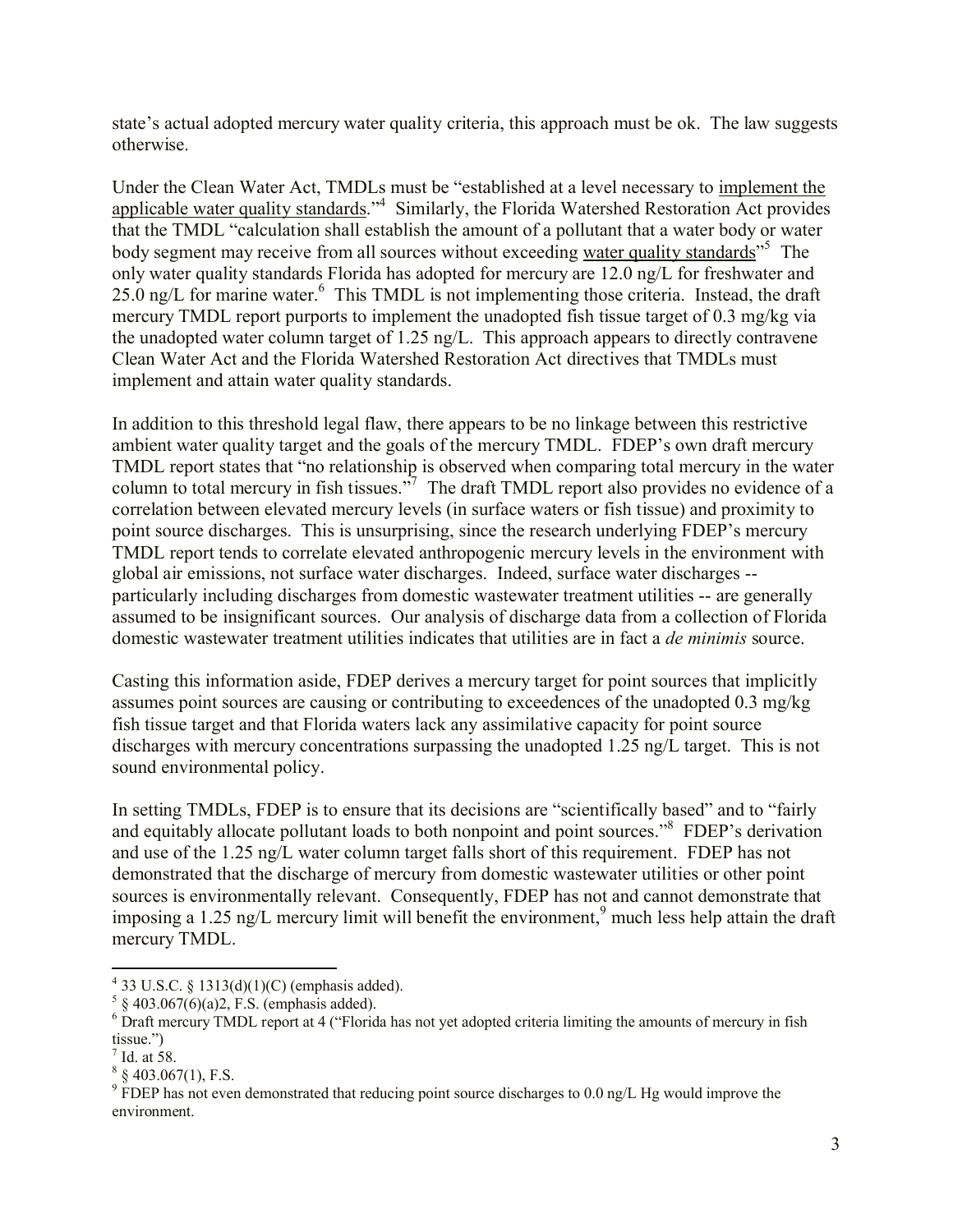state's actual adopted mercury water quality criteria, this approach must be ok. The law suggests otherwise.

Under the Clean Water Act, TMDLs must be "established at a level necessary to implement the applicable water quality standards."[4] Similarly, the Florida Watershed Restoration Act provides that the TMDL "calculation shall establish the amount of a pollutant that a water body or water body segment may receive from all sources without exceeding water quality standards"[5] The only water quality standards Florida has adopted for mercury are 12.0 ng/L for freshwater and 25.0 ng/L for marine water.[6] This TMDL is not implementing those criteria. Instead, the draft mercury TMDL report purports to implement the unadopted fish tissue target of 0.3 mg/kg via the unadopted water column target of 1.25 ng/L. This approach appears to directly contravene Clean Water Act and the Florida Watershed Restoration Act directives that TMDLs must implement and attain water quality standards.

In addition to this threshold legal flaw, there appears to be no linkage between this restrictive ambient water quality target and the goals of the mercury TMDL. FDEP's own draft mercury TMDL report states that "no relationship is observed when comparing total mercury in the water column to total mercury in fish tissues."[7] The draft TMDL report also provides no evidence of a correlation between elevated mercury levels (in surface waters or fish tissue) and proximity to point source discharges. This is unsurprising, since the research underlying FDEP's mercury TMDL report tends to correlate elevated anthropogenic mercury levels in the environment with global air emissions, not surface water discharges. Indeed, surface water discharges -- particularly including discharges from domestic wastewater treatment utilities -- are generally assumed to be insignificant sources. Our analysis of discharge data from a collection of Florida domestic wastewater treatment utilities indicates that utilities are in fact a *de minimis* source.

Casting this information aside, FDEP derives a mercury target for point sources that implicitly assumes point sources are causing or contributing to exceedences of the unadopted 0.3 mg/kg fish tissue target and that Florida waters lack any assimilative capacity for point source discharges with mercury concentrations surpassing the unadopted 1.25 ng/L target. This is not sound environmental policy.

In setting TMDLs, FDEP is to ensure that its decisions are "scientifically based" and to "fairly and equitably allocate pollutant loads to both nonpoint and point sources."[8] FDEP's derivation and use of the 1.25 ng/L water column target falls short of this requirement. FDEP has not demonstrated that the discharge of mercury from domestic wastewater utilities or other point sources is environmentally relevant. Consequently, FDEP has not and cannot demonstrate that imposing a 1.25 ng/L mercury limit will benefit the environment,[9] much less help attain the draft mercury TMDL.

---

[4] 33 U.S.C. § 1313(d)(1)(C) (emphasis added).

[5] § 403.067(6)(a)2, F.S. (emphasis added).

[6] Draft mercury TMDL report at 4 ("Florida has not yet adopted criteria limiting the amounts of mercury in fish tissue.")

[7] Id. at 58.

[8] § 403.067(1), F.S.

[9] FDEP has not even demonstrated that reducing point source discharges to 0.0 ng/L Hg would improve the environment.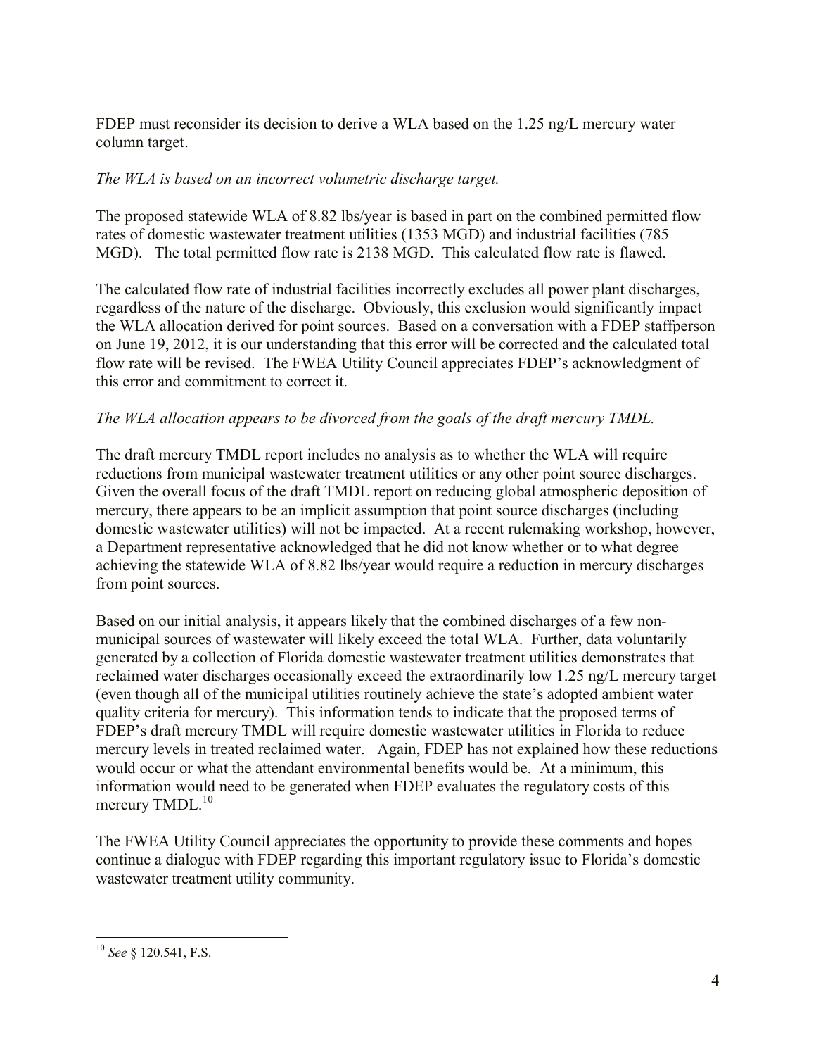FDEP must reconsider its decision to derive a WLA based on the 1.25 ng/L mercury water column target.

*The WLA is based on an incorrect volumetric discharge target.*

The proposed statewide WLA of 8.82 lbs/year is based in part on the combined permitted flow rates of domestic wastewater treatment utilities (1353 MGD) and industrial facilities (785 MGD). The total permitted flow rate is 2138 MGD. This calculated flow rate is flawed.

The calculated flow rate of industrial facilities incorrectly excludes all power plant discharges, regardless of the nature of the discharge. Obviously, this exclusion would significantly impact the WLA allocation derived for point sources. Based on a conversation with a FDEP staffperson on June 19, 2012, it is our understanding that this error will be corrected and the calculated total flow rate will be revised. The FWEA Utility Council appreciates FDEP's acknowledgment of this error and commitment to correct it.

*The WLA allocation appears to be divorced from the goals of the draft mercury TMDL.*

The draft mercury TMDL report includes no analysis as to whether the WLA will require reductions from municipal wastewater treatment utilities or any other point source discharges. Given the overall focus of the draft TMDL report on reducing global atmospheric deposition of mercury, there appears to be an implicit assumption that point source discharges (including domestic wastewater utilities) will not be impacted. At a recent rulemaking workshop, however, a Department representative acknowledged that he did not know whether or to what degree achieving the statewide WLA of 8.82 lbs/year would require a reduction in mercury discharges from point sources.

Based on our initial analysis, it appears likely that the combined discharges of a few non-municipal sources of wastewater will likely exceed the total WLA. Further, data voluntarily generated by a collection of Florida domestic wastewater treatment utilities demonstrates that reclaimed water discharges occasionally exceed the extraordinarily low 1.25 ng/L mercury target (even though all of the municipal utilities routinely achieve the state's adopted ambient water quality criteria for mercury). This information tends to indicate that the proposed terms of FDEP's draft mercury TMDL will require domestic wastewater utilities in Florida to reduce mercury levels in treated reclaimed water. Again, FDEP has not explained how these reductions would occur or what the attendant environmental benefits would be. At a minimum, this information would need to be generated when FDEP evaluates the regulatory costs of this mercury TMDL.[10]

The FWEA Utility Council appreciates the opportunity to provide these comments and hopes continue a dialogue with FDEP regarding this important regulatory issue to Florida's domestic wastewater treatment utility community.

---

[10] *See* § 120.541, F.S.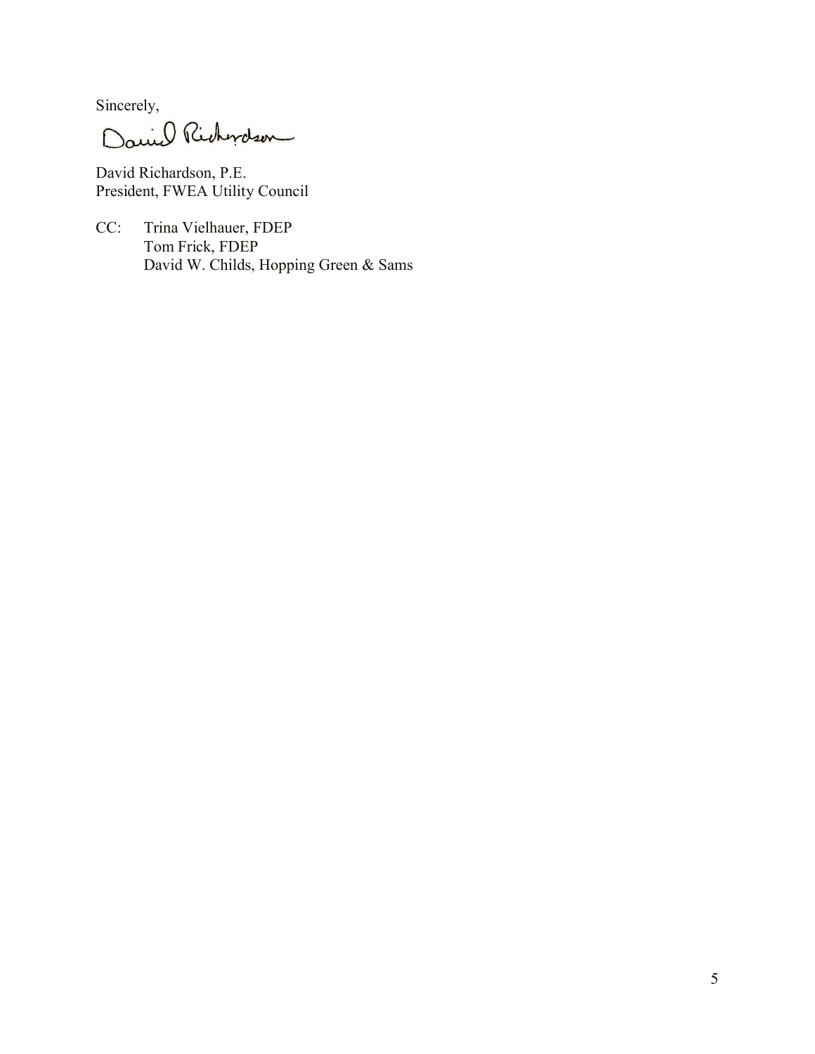Sincerely,

David Richardson

David Richardson, P.E.
President, FWEA Utility Council

CC: Trina Vielhauer, FDEP
Tom Frick, FDEP
David W. Childs, Hopping Green & Sams